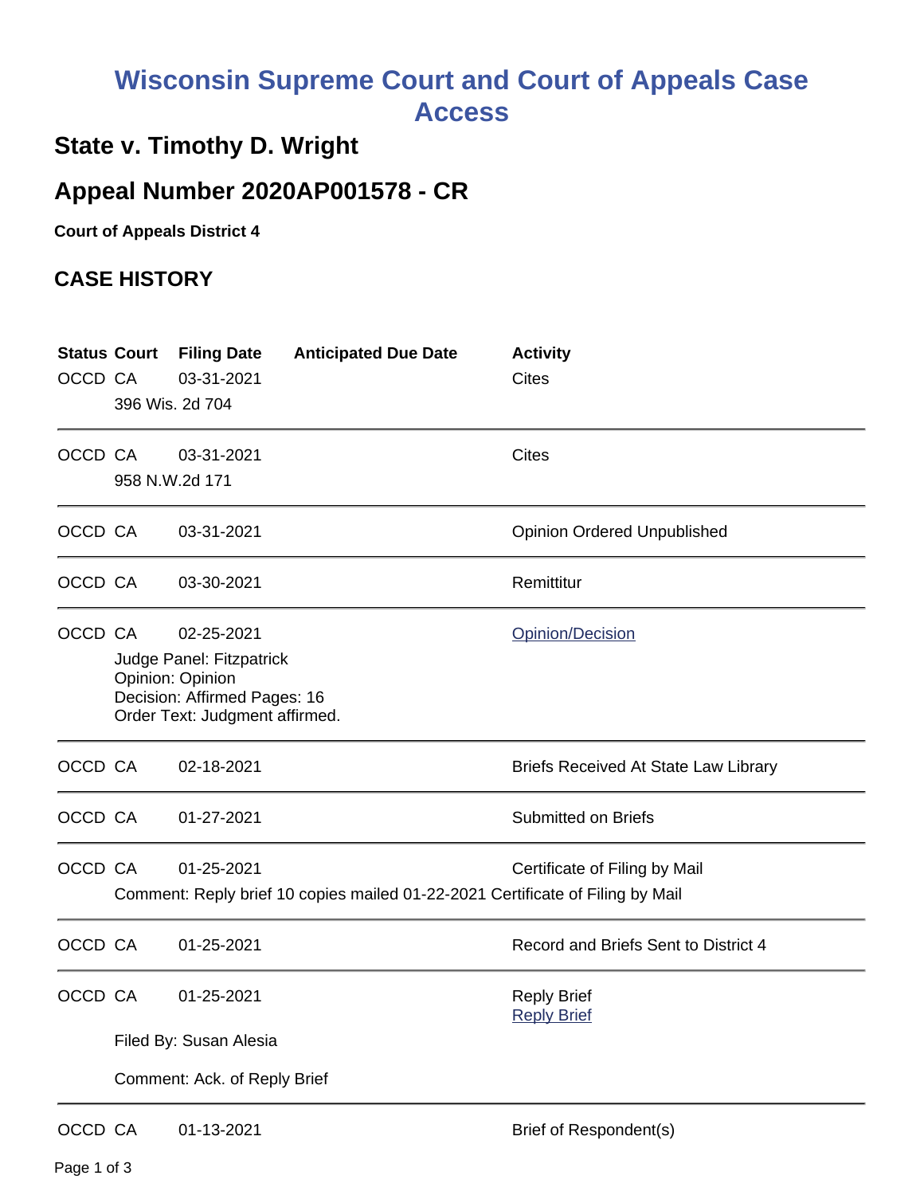# Wisconsin Supreme Court and Court of Appeals Case Access

## State v. Timothy D. Wright

## Appeal Number 2020AP001578 - CR

**Court of Appeals District 4**

### CASE HISTORY

| Status | Court | Filing Date | Anticipated Due Date | Activity |
|---|---|---|---|---|
| OCCD | CA | 03-31-2021 | | Cites |
| | 396 Wis. 2d 704 | | | |
| OCCD | CA | 03-31-2021 | | Cites |
| | 958 N.W.2d 171 | | | |
| OCCD | CA | 03-31-2021 | | Opinion Ordered Unpublished |
| OCCD | CA | 03-30-2021 | | Remittitur |
| OCCD | CA | 02-25-2021 | | Opinion/Decision |
| | Judge Panel: Fitzpatrick<br>Opinion: Opinion<br>Decision: Affirmed Pages: 16<br>Order Text: Judgment affirmed. | | | |
| OCCD | CA | 02-18-2021 | | Briefs Received At State Law Library |
| OCCD | CA | 01-27-2021 | | Submitted on Briefs |
| OCCD | CA | 01-25-2021 | | Certificate of Filing by Mail |
| | Comment: Reply brief 10 copies mailed 01-22-2021 Certificate of Filing by Mail | | | |
| OCCD | CA | 01-25-2021 | | Record and Briefs Sent to District 4 |
| OCCD | CA | 01-25-2021 | | Reply Brief<br>Reply Brief |
| | Filed By: Susan Alesia<br>Comment: Ack. of Reply Brief | | | |
| OCCD | CA | 01-13-2021 | | Brief of Respondent(s) |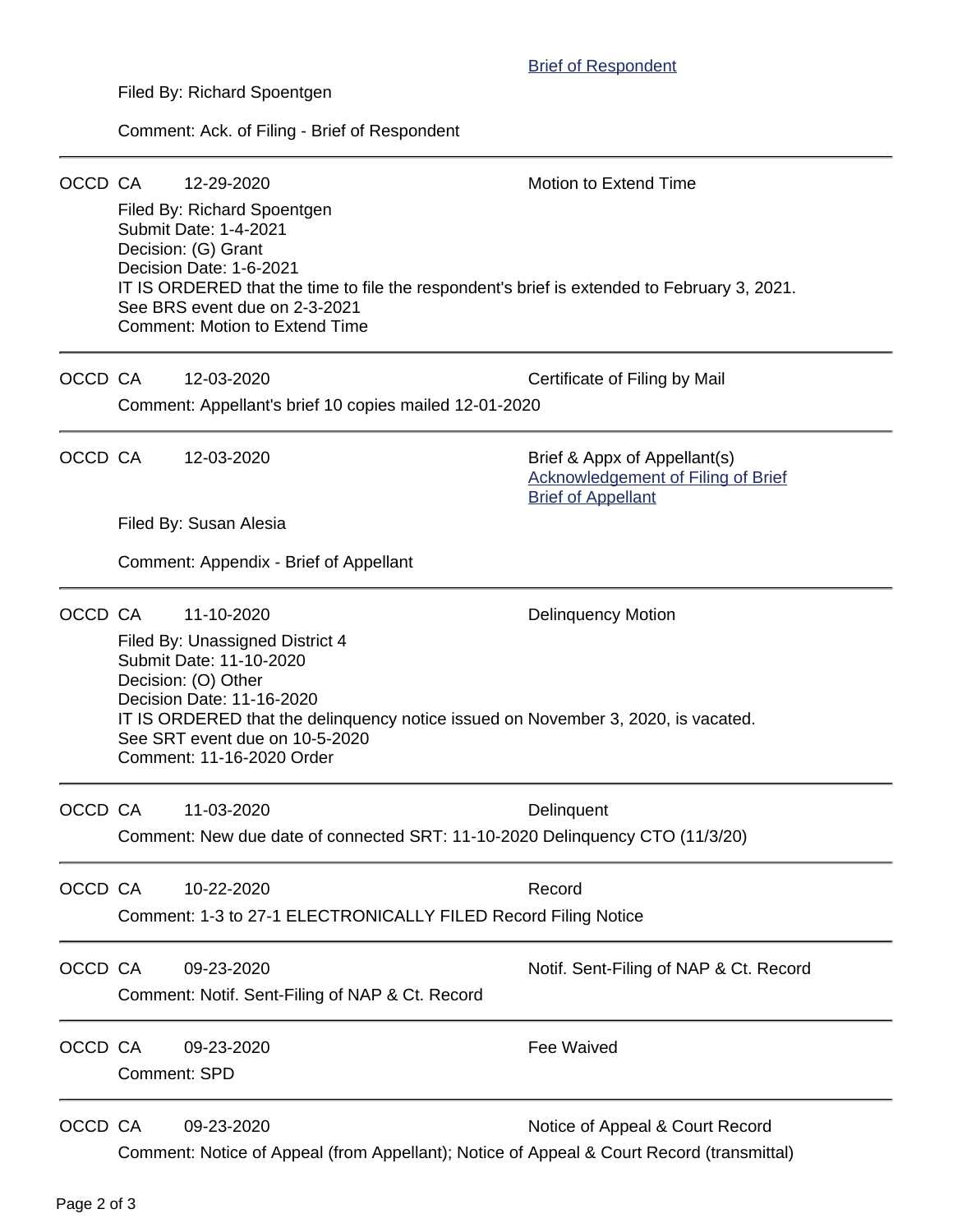Brief of Respondent

Filed By: Richard Spoentgen

Comment: Ack. of Filing - Brief of Respondent

---

OCCD CA 12-29-2020 Motion to Extend Time

Filed By: Richard Spoentgen
Submit Date: 1-4-2021
Decision: (G) Grant
Decision Date: 1-6-2021
IT IS ORDERED that the time to file the respondent's brief is extended to February 3, 2021.
See BRS event due on 2-3-2021
Comment: Motion to Extend Time

---

OCCD CA 12-03-2020 Certificate of Filing by Mail

Comment: Appellant's brief 10 copies mailed 12-01-2020

---

OCCD CA 12-03-2020 Brief & Appx of Appellant(s)
Acknowledgement of Filing of Brief
Brief of Appellant

Filed By: Susan Alesia

Comment: Appendix - Brief of Appellant

---

OCCD CA 11-10-2020 Delinquency Motion

Filed By: Unassigned District 4
Submit Date: 11-10-2020
Decision: (O) Other
Decision Date: 11-16-2020
IT IS ORDERED that the delinquency notice issued on November 3, 2020, is vacated.
See SRT event due on 10-5-2020
Comment: 11-16-2020 Order

---

OCCD CA 11-03-2020 Delinquent

Comment: New due date of connected SRT: 11-10-2020 Delinquency CTO (11/3/20)

---

OCCD CA 10-22-2020 Record

Comment: 1-3 to 27-1 ELECTRONICALLY FILED Record Filing Notice

---

OCCD CA 09-23-2020 Notif. Sent-Filing of NAP & Ct. Record

Comment: Notif. Sent-Filing of NAP & Ct. Record

---

OCCD CA 09-23-2020 Fee Waived

Comment: SPD

---

OCCD CA 09-23-2020 Notice of Appeal & Court Record

Comment: Notice of Appeal (from Appellant); Notice of Appeal & Court Record (transmittal)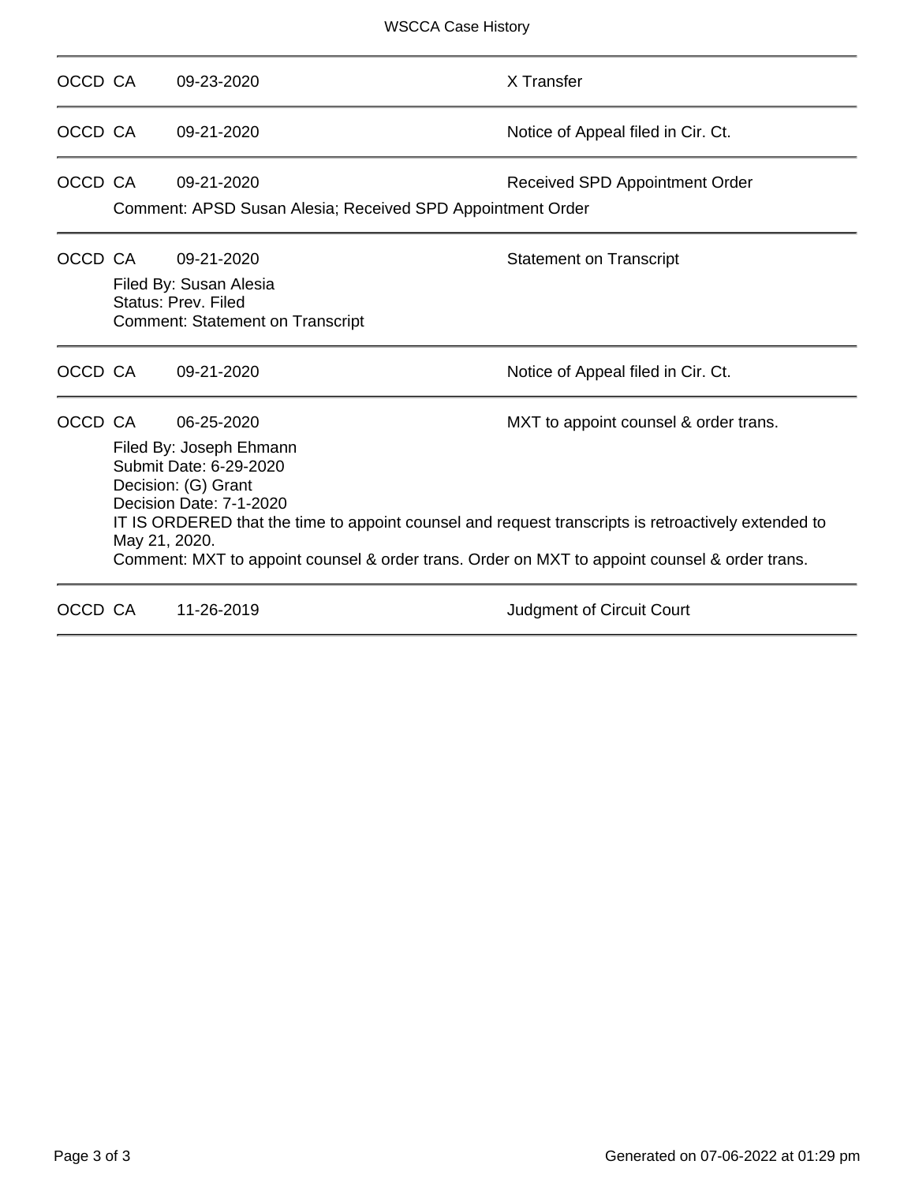| | | | |
|---|---|---|---|
| OCCD | CA | 09-23-2020 | X Transfer |
| OCCD | CA | 09-21-2020 | Notice of Appeal filed in Cir. Ct. |
| OCCD | CA | 09-21-2020 | Received SPD Appointment Order |

Comment: APSD Susan Alesia; Received SPD Appointment Order

| | | | |
|---|---|---|---|
| OCCD | CA | 09-21-2020 | Statement on Transcript |

Filed By: Susan Alesia
Status: Prev. Filed
Comment: Statement on Transcript

| | | | |
|---|---|---|---|
| OCCD | CA | 09-21-2020 | Notice of Appeal filed in Cir. Ct. |
| OCCD | CA | 06-25-2020 | MXT to appoint counsel & order trans. |

Filed By: Joseph Ehmann
Submit Date: 6-29-2020
Decision: (G) Grant
Decision Date: 7-1-2020
IT IS ORDERED that the time to appoint counsel and request transcripts is retroactively extended to May 21, 2020.
Comment: MXT to appoint counsel & order trans. Order on MXT to appoint counsel & order trans.

| | | | |
|---|---|---|---|
| OCCD | CA | 11-26-2019 | Judgment of Circuit Court |